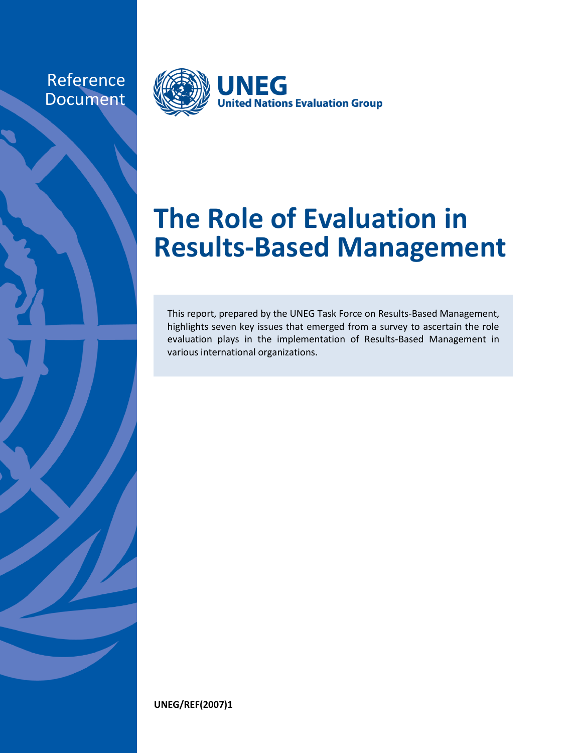Reference Document

UNEG
United Nations Evaluation Group

# The Role of Evaluation in Results-Based Management

This report, prepared by the UNEG Task Force on Results-Based Management, highlights seven key issues that emerged from a survey to ascertain the role evaluation plays in the implementation of Results-Based Management in various international organizations.

**UNEG/REF(2007)1**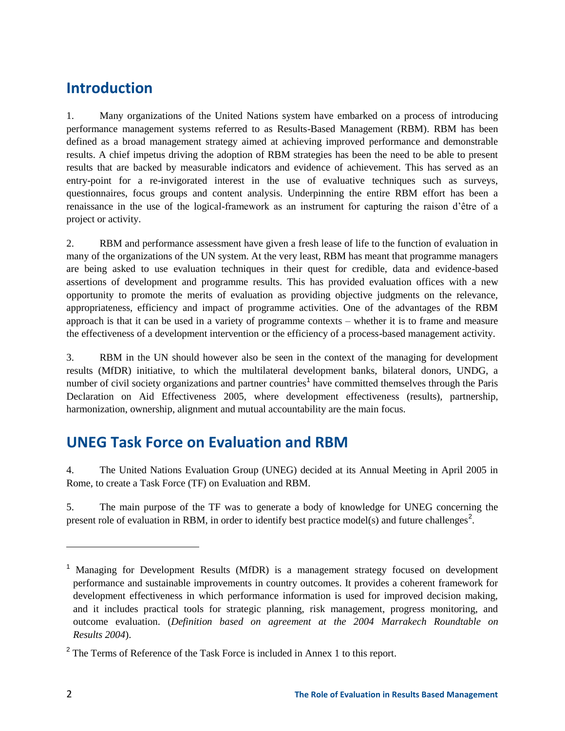## Introduction

1. Many organizations of the United Nations system have embarked on a process of introducing performance management systems referred to as Results-Based Management (RBM). RBM has been defined as a broad management strategy aimed at achieving improved performance and demonstrable results. A chief impetus driving the adoption of RBM strategies has been the need to be able to present results that are backed by measurable indicators and evidence of achievement. This has served as an entry-point for a re-invigorated interest in the use of evaluative techniques such as surveys, questionnaires, focus groups and content analysis. Underpinning the entire RBM effort has been a renaissance in the use of the logical-framework as an instrument for capturing the raison d'être of a project or activity.

2. RBM and performance assessment have given a fresh lease of life to the function of evaluation in many of the organizations of the UN system. At the very least, RBM has meant that programme managers are being asked to use evaluation techniques in their quest for credible, data and evidence-based assertions of development and programme results. This has provided evaluation offices with a new opportunity to promote the merits of evaluation as providing objective judgments on the relevance, appropriateness, efficiency and impact of programme activities. One of the advantages of the RBM approach is that it can be used in a variety of programme contexts – whether it is to frame and measure the effectiveness of a development intervention or the efficiency of a process-based management activity.

3. RBM in the UN should however also be seen in the context of the managing for development results (MfDR) initiative, to which the multilateral development banks, bilateral donors, UNDG, a number of civil society organizations and partner countries[1] have committed themselves through the Paris Declaration on Aid Effectiveness 2005, where development effectiveness (results), partnership, harmonization, ownership, alignment and mutual accountability are the main focus.

## UNEG Task Force on Evaluation and RBM

4. The United Nations Evaluation Group (UNEG) decided at its Annual Meeting in April 2005 in Rome, to create a Task Force (TF) on Evaluation and RBM.

5. The main purpose of the TF was to generate a body of knowledge for UNEG concerning the present role of evaluation in RBM, in order to identify best practice model(s) and future challenges[2].

---

[1] Managing for Development Results (MfDR) is a management strategy focused on development performance and sustainable improvements in country outcomes. It provides a coherent framework for development effectiveness in which performance information is used for improved decision making, and it includes practical tools for strategic planning, risk management, progress monitoring, and outcome evaluation. (*Definition based on agreement at the 2004 Marrakech Roundtable on Results 2004*).

[2] The Terms of Reference of the Task Force is included in Annex 1 to this report.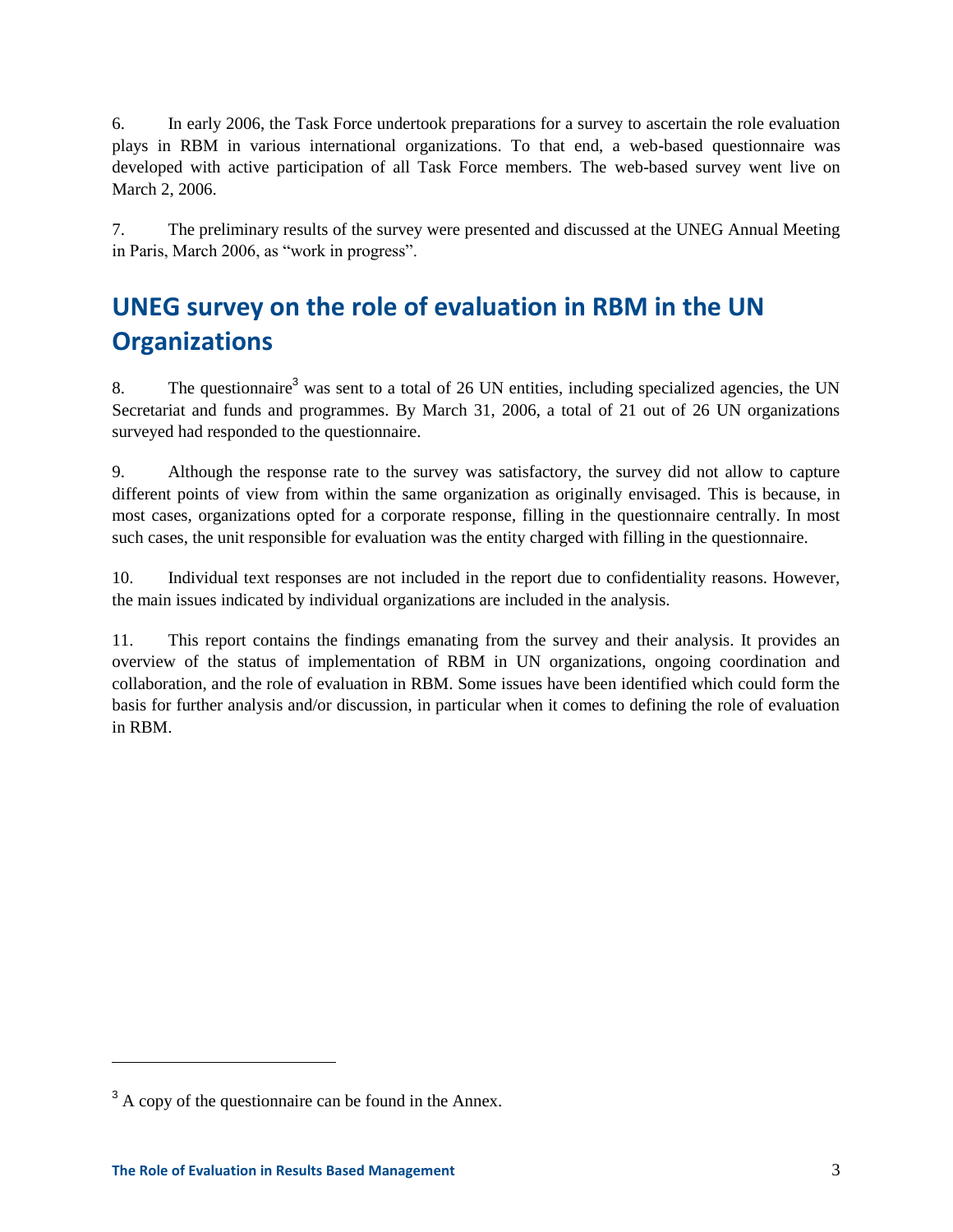6. In early 2006, the Task Force undertook preparations for a survey to ascertain the role evaluation plays in RBM in various international organizations. To that end, a web-based questionnaire was developed with active participation of all Task Force members. The web-based survey went live on March 2, 2006.

7. The preliminary results of the survey were presented and discussed at the UNEG Annual Meeting in Paris, March 2006, as "work in progress".

## UNEG survey on the role of evaluation in RBM in the UN Organizations

8. The questionnaire[3] was sent to a total of 26 UN entities, including specialized agencies, the UN Secretariat and funds and programmes. By March 31, 2006, a total of 21 out of 26 UN organizations surveyed had responded to the questionnaire.

9. Although the response rate to the survey was satisfactory, the survey did not allow to capture different points of view from within the same organization as originally envisaged. This is because, in most cases, organizations opted for a corporate response, filling in the questionnaire centrally. In most such cases, the unit responsible for evaluation was the entity charged with filling in the questionnaire.

10. Individual text responses are not included in the report due to confidentiality reasons. However, the main issues indicated by individual organizations are included in the analysis.

11. This report contains the findings emanating from the survey and their analysis. It provides an overview of the status of implementation of RBM in UN organizations, ongoing coordination and collaboration, and the role of evaluation in RBM. Some issues have been identified which could form the basis for further analysis and/or discussion, in particular when it comes to defining the role of evaluation in RBM.

---

[3] A copy of the questionnaire can be found in the Annex.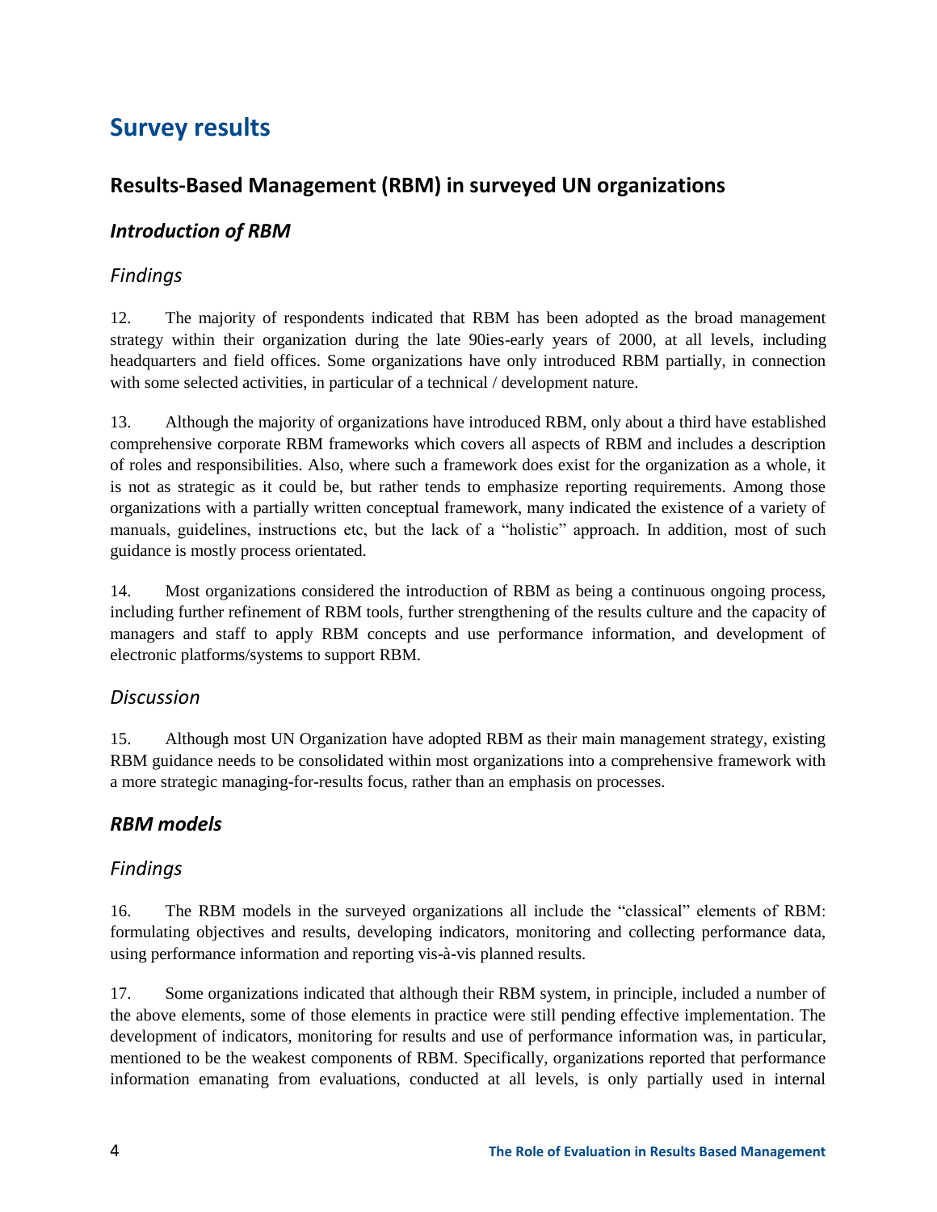# Survey results

## Results-Based Management (RBM) in surveyed UN organizations

### *Introduction of RBM*

#### *Findings*

12. The majority of respondents indicated that RBM has been adopted as the broad management strategy within their organization during the late 90ies-early years of 2000, at all levels, including headquarters and field offices. Some organizations have only introduced RBM partially, in connection with some selected activities, in particular of a technical / development nature.

13. Although the majority of organizations have introduced RBM, only about a third have established comprehensive corporate RBM frameworks which covers all aspects of RBM and includes a description of roles and responsibilities. Also, where such a framework does exist for the organization as a whole, it is not as strategic as it could be, but rather tends to emphasize reporting requirements. Among those organizations with a partially written conceptual framework, many indicated the existence of a variety of manuals, guidelines, instructions etc, but the lack of a "holistic" approach. In addition, most of such guidance is mostly process orientated.

14. Most organizations considered the introduction of RBM as being a continuous ongoing process, including further refinement of RBM tools, further strengthening of the results culture and the capacity of managers and staff to apply RBM concepts and use performance information, and development of electronic platforms/systems to support RBM.

#### *Discussion*

15. Although most UN Organization have adopted RBM as their main management strategy, existing RBM guidance needs to be consolidated within most organizations into a comprehensive framework with a more strategic managing-for-results focus, rather than an emphasis on processes.

### *RBM models*

#### *Findings*

16. The RBM models in the surveyed organizations all include the "classical" elements of RBM: formulating objectives and results, developing indicators, monitoring and collecting performance data, using performance information and reporting vis-à-vis planned results.

17. Some organizations indicated that although their RBM system, in principle, included a number of the above elements, some of those elements in practice were still pending effective implementation. The development of indicators, monitoring for results and use of performance information was, in particular, mentioned to be the weakest components of RBM. Specifically, organizations reported that performance information emanating from evaluations, conducted at all levels, is only partially used in internal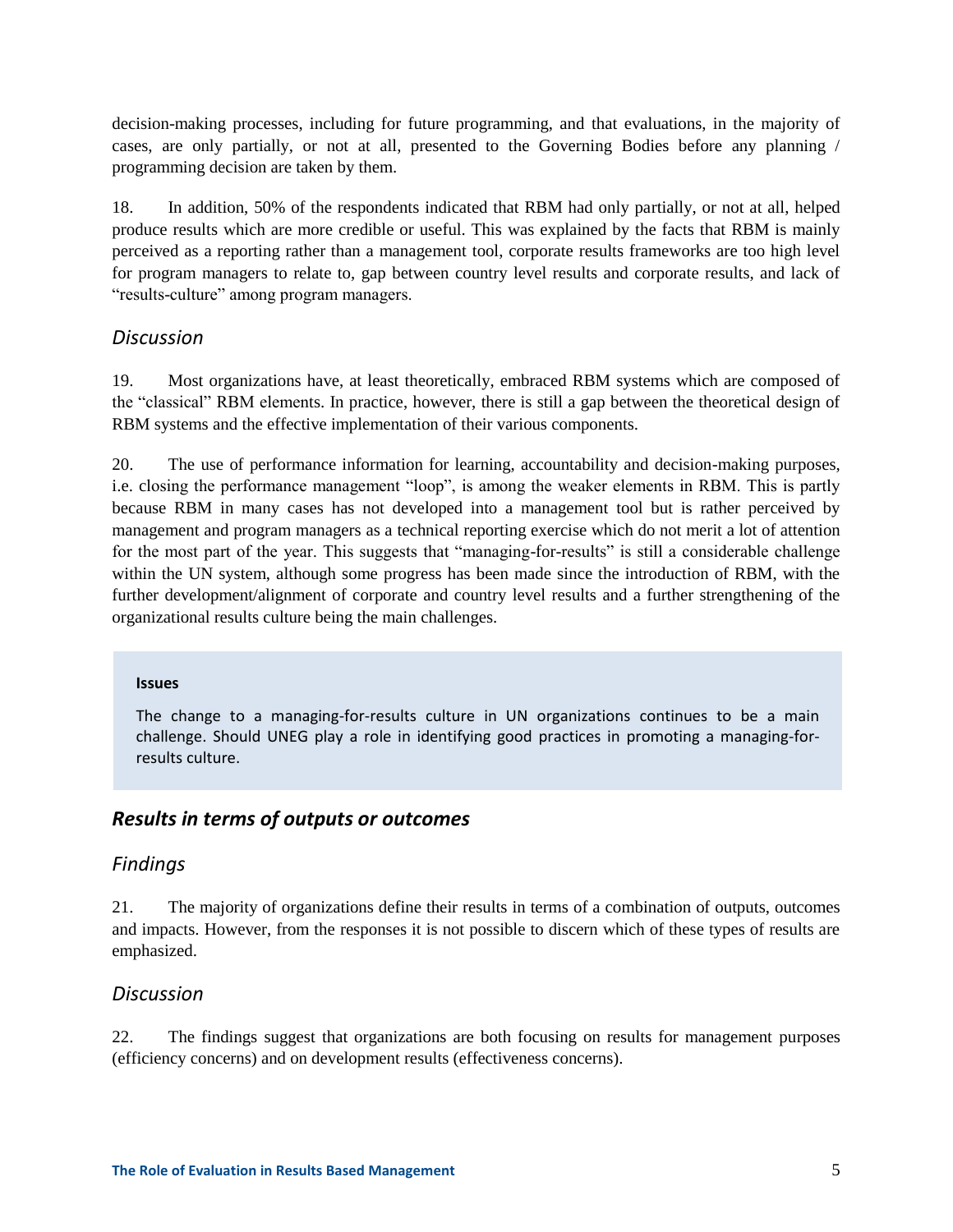decision-making processes, including for future programming, and that evaluations, in the majority of cases, are only partially, or not at all, presented to the Governing Bodies before any planning / programming decision are taken by them.

18. In addition, 50% of the respondents indicated that RBM had only partially, or not at all, helped produce results which are more credible or useful. This was explained by the facts that RBM is mainly perceived as a reporting rather than a management tool, corporate results frameworks are too high level for program managers to relate to, gap between country level results and corporate results, and lack of "results-culture" among program managers.

### *Discussion*

19. Most organizations have, at least theoretically, embraced RBM systems which are composed of the "classical" RBM elements. In practice, however, there is still a gap between the theoretical design of RBM systems and the effective implementation of their various components.

20. The use of performance information for learning, accountability and decision-making purposes, i.e. closing the performance management "loop", is among the weaker elements in RBM. This is partly because RBM in many cases has not developed into a management tool but is rather perceived by management and program managers as a technical reporting exercise which do not merit a lot of attention for the most part of the year. This suggests that "managing-for-results" is still a considerable challenge within the UN system, although some progress has been made since the introduction of RBM, with the further development/alignment of corporate and country level results and a further strengthening of the organizational results culture being the main challenges.

> **Issues**
>
> The change to a managing-for-results culture in UN organizations continues to be a main challenge. Should UNEG play a role in identifying good practices in promoting a managing-for-results culture.

## ***Results in terms of outputs or outcomes***

### *Findings*

21. The majority of organizations define their results in terms of a combination of outputs, outcomes and impacts. However, from the responses it is not possible to discern which of these types of results are emphasized.

### *Discussion*

22. The findings suggest that organizations are both focusing on results for management purposes (efficiency concerns) and on development results (effectiveness concerns).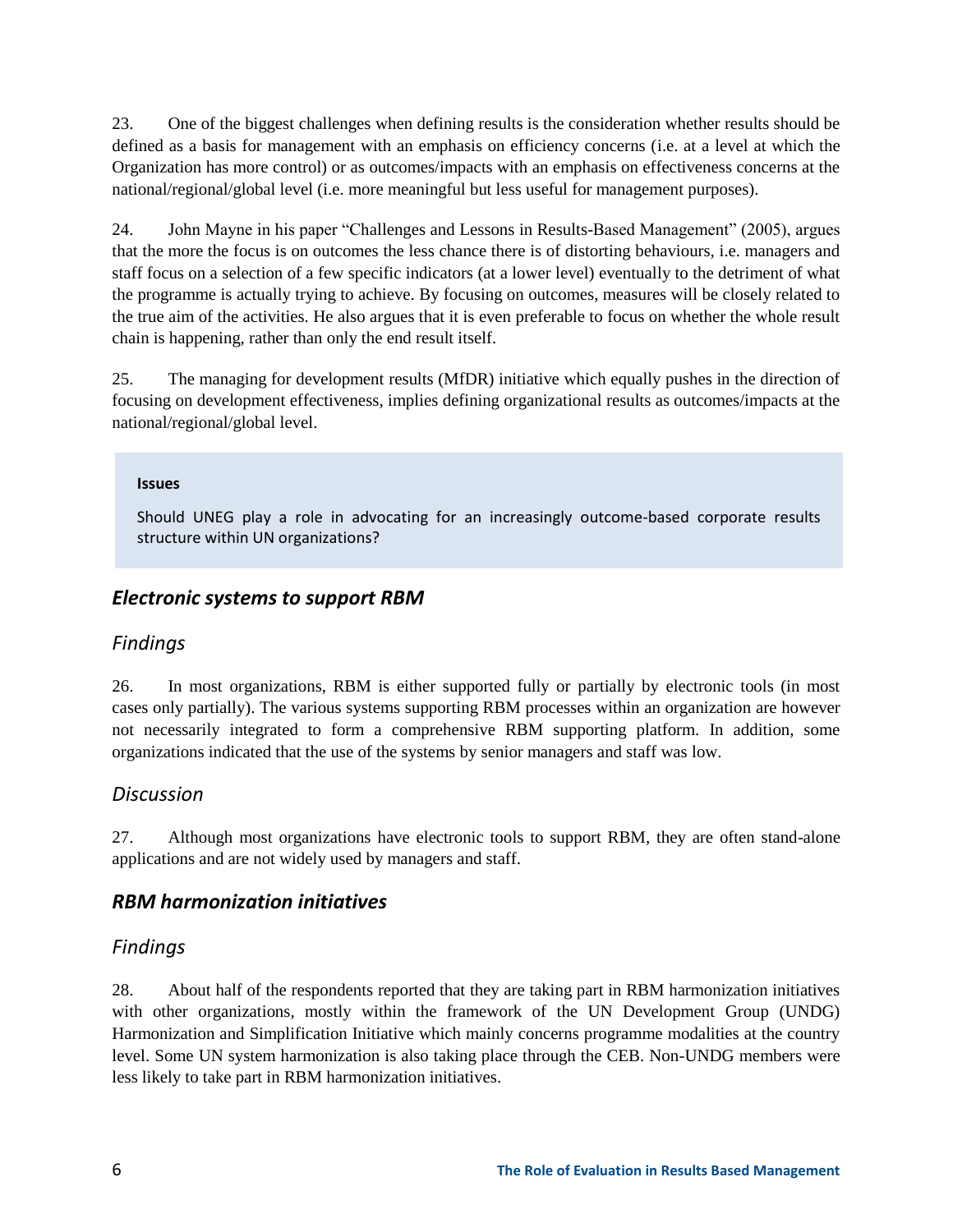23. One of the biggest challenges when defining results is the consideration whether results should be defined as a basis for management with an emphasis on efficiency concerns (i.e. at a level at which the Organization has more control) or as outcomes/impacts with an emphasis on effectiveness concerns at the national/regional/global level (i.e. more meaningful but less useful for management purposes).

24. John Mayne in his paper "Challenges and Lessons in Results-Based Management" (2005), argues that the more the focus is on outcomes the less chance there is of distorting behaviours, i.e. managers and staff focus on a selection of a few specific indicators (at a lower level) eventually to the detriment of what the programme is actually trying to achieve. By focusing on outcomes, measures will be closely related to the true aim of the activities. He also argues that it is even preferable to focus on whether the whole result chain is happening, rather than only the end result itself.

25. The managing for development results (MfDR) initiative which equally pushes in the direction of focusing on development effectiveness, implies defining organizational results as outcomes/impacts at the national/regional/global level.

> **Issues**
>
> Should UNEG play a role in advocating for an increasingly outcome-based corporate results structure within UN organizations?

## *Electronic systems to support RBM*

### *Findings*

26. In most organizations, RBM is either supported fully or partially by electronic tools (in most cases only partially). The various systems supporting RBM processes within an organization are however not necessarily integrated to form a comprehensive RBM supporting platform. In addition, some organizations indicated that the use of the systems by senior managers and staff was low.

### *Discussion*

27. Although most organizations have electronic tools to support RBM, they are often stand-alone applications and are not widely used by managers and staff.

## *RBM harmonization initiatives*

### *Findings*

28. About half of the respondents reported that they are taking part in RBM harmonization initiatives with other organizations, mostly within the framework of the UN Development Group (UNDG) Harmonization and Simplification Initiative which mainly concerns programme modalities at the country level. Some UN system harmonization is also taking place through the CEB. Non-UNDG members were less likely to take part in RBM harmonization initiatives.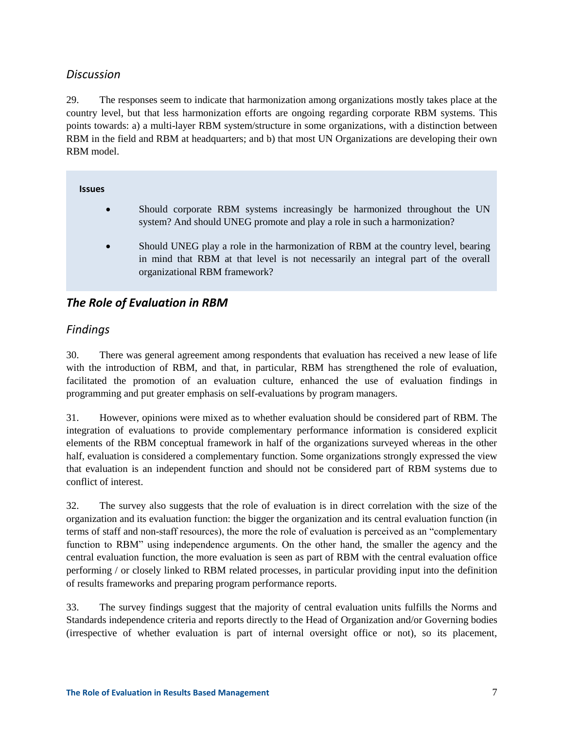### *Discussion*

29. The responses seem to indicate that harmonization among organizations mostly takes place at the country level, but that less harmonization efforts are ongoing regarding corporate RBM systems. This points towards: a) a multi-layer RBM system/structure in some organizations, with a distinction between RBM in the field and RBM at headquarters; and b) that most UN Organizations are developing their own RBM model.

> **Issues**
>
> - Should corporate RBM systems increasingly be harmonized throughout the UN system? And should UNEG promote and play a role in such a harmonization?
> - Should UNEG play a role in the harmonization of RBM at the country level, bearing in mind that RBM at that level is not necessarily an integral part of the overall organizational RBM framework?

## *The Role of Evaluation in RBM*

### *Findings*

30. There was general agreement among respondents that evaluation has received a new lease of life with the introduction of RBM, and that, in particular, RBM has strengthened the role of evaluation, facilitated the promotion of an evaluation culture, enhanced the use of evaluation findings in programming and put greater emphasis on self-evaluations by program managers.

31. However, opinions were mixed as to whether evaluation should be considered part of RBM. The integration of evaluations to provide complementary performance information is considered explicit elements of the RBM conceptual framework in half of the organizations surveyed whereas in the other half, evaluation is considered a complementary function. Some organizations strongly expressed the view that evaluation is an independent function and should not be considered part of RBM systems due to conflict of interest.

32. The survey also suggests that the role of evaluation is in direct correlation with the size of the organization and its evaluation function: the bigger the organization and its central evaluation function (in terms of staff and non-staff resources), the more the role of evaluation is perceived as an "complementary function to RBM" using independence arguments. On the other hand, the smaller the agency and the central evaluation function, the more evaluation is seen as part of RBM with the central evaluation office performing / or closely linked to RBM related processes, in particular providing input into the definition of results frameworks and preparing program performance reports.

33. The survey findings suggest that the majority of central evaluation units fulfills the Norms and Standards independence criteria and reports directly to the Head of Organization and/or Governing bodies (irrespective of whether evaluation is part of internal oversight office or not), so its placement,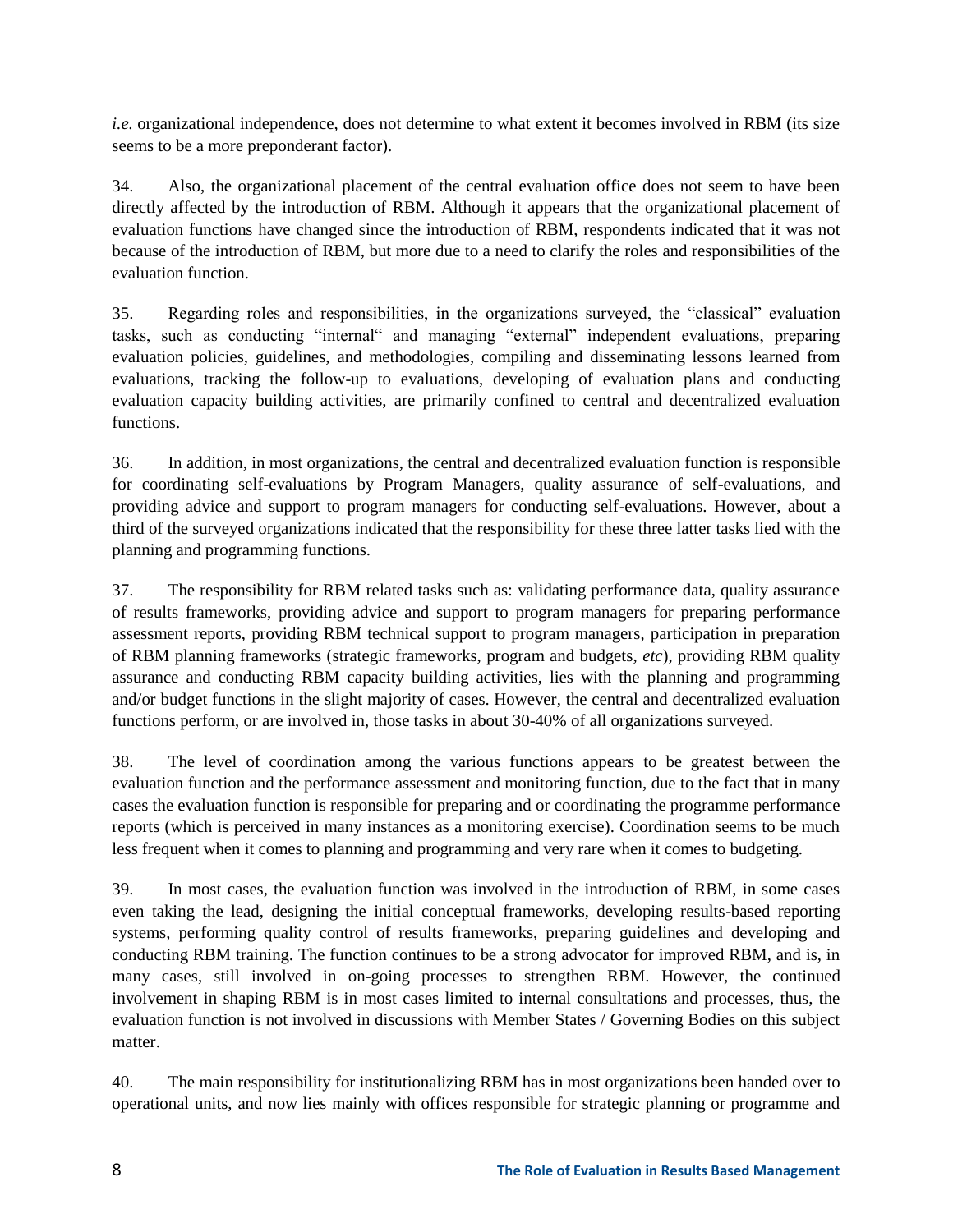*i.e.* organizational independence, does not determine to what extent it becomes involved in RBM (its size seems to be a more preponderant factor).

34. Also, the organizational placement of the central evaluation office does not seem to have been directly affected by the introduction of RBM. Although it appears that the organizational placement of evaluation functions have changed since the introduction of RBM, respondents indicated that it was not because of the introduction of RBM, but more due to a need to clarify the roles and responsibilities of the evaluation function.

35. Regarding roles and responsibilities, in the organizations surveyed, the "classical" evaluation tasks, such as conducting "internal" and managing "external" independent evaluations, preparing evaluation policies, guidelines, and methodologies, compiling and disseminating lessons learned from evaluations, tracking the follow-up to evaluations, developing of evaluation plans and conducting evaluation capacity building activities, are primarily confined to central and decentralized evaluation functions.

36. In addition, in most organizations, the central and decentralized evaluation function is responsible for coordinating self-evaluations by Program Managers, quality assurance of self-evaluations, and providing advice and support to program managers for conducting self-evaluations. However, about a third of the surveyed organizations indicated that the responsibility for these three latter tasks lied with the planning and programming functions.

37. The responsibility for RBM related tasks such as: validating performance data, quality assurance of results frameworks, providing advice and support to program managers for preparing performance assessment reports, providing RBM technical support to program managers, participation in preparation of RBM planning frameworks (strategic frameworks, program and budgets, *etc*), providing RBM quality assurance and conducting RBM capacity building activities, lies with the planning and programming and/or budget functions in the slight majority of cases. However, the central and decentralized evaluation functions perform, or are involved in, those tasks in about 30-40% of all organizations surveyed.

38. The level of coordination among the various functions appears to be greatest between the evaluation function and the performance assessment and monitoring function, due to the fact that in many cases the evaluation function is responsible for preparing and or coordinating the programme performance reports (which is perceived in many instances as a monitoring exercise). Coordination seems to be much less frequent when it comes to planning and programming and very rare when it comes to budgeting.

39. In most cases, the evaluation function was involved in the introduction of RBM, in some cases even taking the lead, designing the initial conceptual frameworks, developing results-based reporting systems, performing quality control of results frameworks, preparing guidelines and developing and conducting RBM training. The function continues to be a strong advocator for improved RBM, and is, in many cases, still involved in on-going processes to strengthen RBM. However, the continued involvement in shaping RBM is in most cases limited to internal consultations and processes, thus, the evaluation function is not involved in discussions with Member States / Governing Bodies on this subject matter.

40. The main responsibility for institutionalizing RBM has in most organizations been handed over to operational units, and now lies mainly with offices responsible for strategic planning or programme and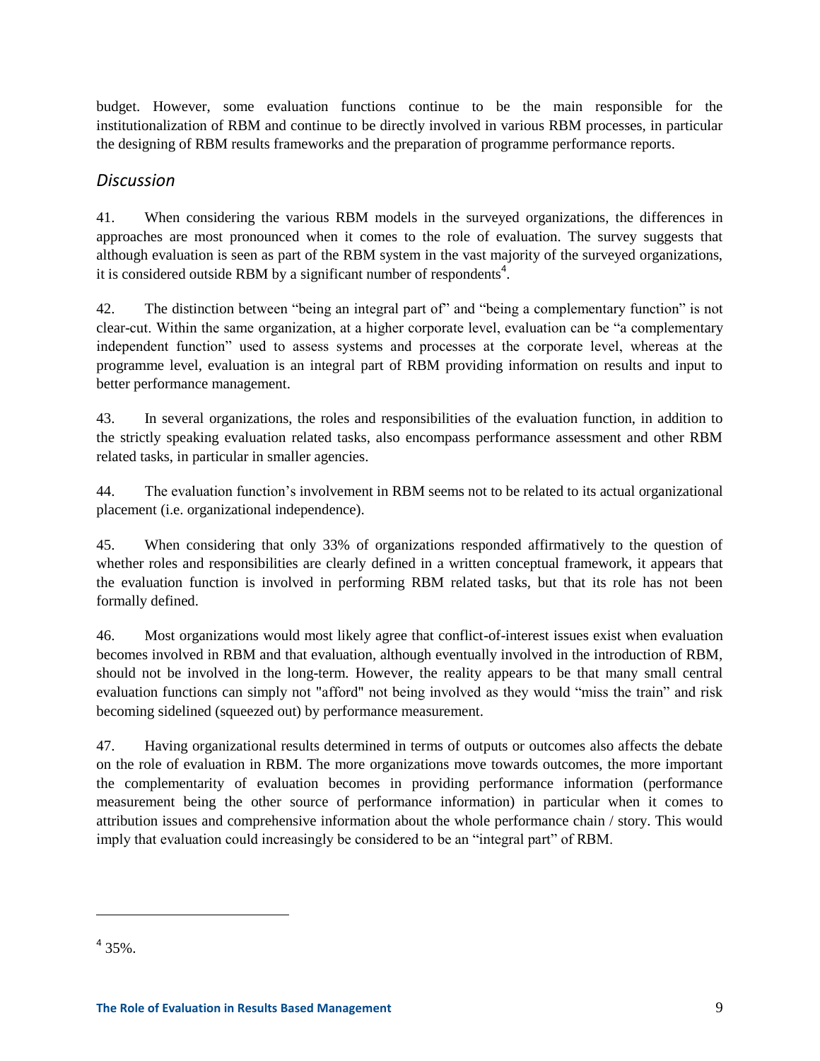budget. However, some evaluation functions continue to be the main responsible for the institutionalization of RBM and continue to be directly involved in various RBM processes, in particular the designing of RBM results frameworks and the preparation of programme performance reports.

## *Discussion*

41. When considering the various RBM models in the surveyed organizations, the differences in approaches are most pronounced when it comes to the role of evaluation. The survey suggests that although evaluation is seen as part of the RBM system in the vast majority of the surveyed organizations, it is considered outside RBM by a significant number of respondents[4].

42. The distinction between "being an integral part of" and "being a complementary function" is not clear-cut. Within the same organization, at a higher corporate level, evaluation can be "a complementary independent function" used to assess systems and processes at the corporate level, whereas at the programme level, evaluation is an integral part of RBM providing information on results and input to better performance management.

43. In several organizations, the roles and responsibilities of the evaluation function, in addition to the strictly speaking evaluation related tasks, also encompass performance assessment and other RBM related tasks, in particular in smaller agencies.

44. The evaluation function's involvement in RBM seems not to be related to its actual organizational placement (i.e. organizational independence).

45. When considering that only 33% of organizations responded affirmatively to the question of whether roles and responsibilities are clearly defined in a written conceptual framework, it appears that the evaluation function is involved in performing RBM related tasks, but that its role has not been formally defined.

46. Most organizations would most likely agree that conflict-of-interest issues exist when evaluation becomes involved in RBM and that evaluation, although eventually involved in the introduction of RBM, should not be involved in the long-term. However, the reality appears to be that many small central evaluation functions can simply not "afford" not being involved as they would "miss the train" and risk becoming sidelined (squeezed out) by performance measurement.

47. Having organizational results determined in terms of outputs or outcomes also affects the debate on the role of evaluation in RBM. The more organizations move towards outcomes, the more important the complementarity of evaluation becomes in providing performance information (performance measurement being the other source of performance information) in particular when it comes to attribution issues and comprehensive information about the whole performance chain / story. This would imply that evaluation could increasingly be considered to be an "integral part" of RBM.

---

[4] 35%.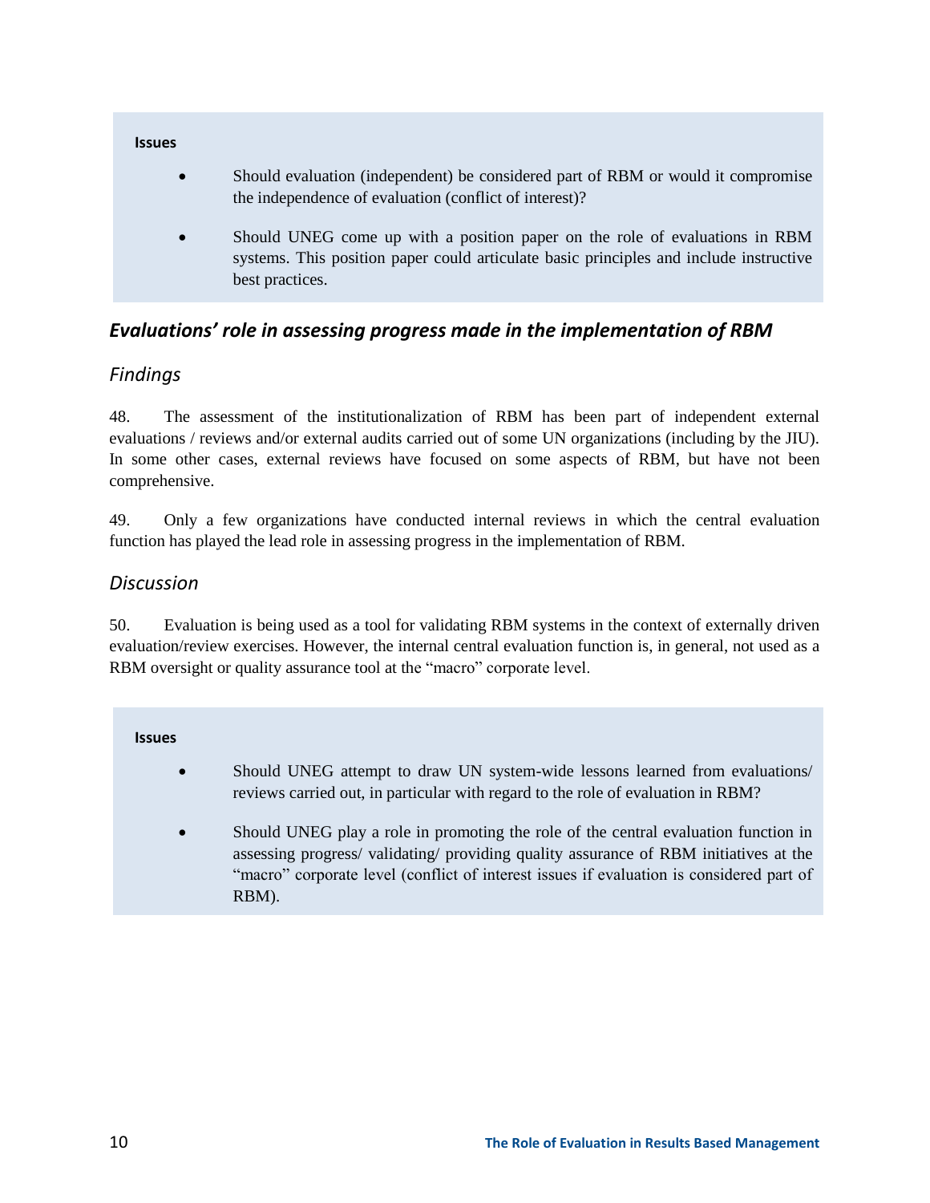**Issues**

- Should evaluation (independent) be considered part of RBM or would it compromise the independence of evaluation (conflict of interest)?
- Should UNEG come up with a position paper on the role of evaluations in RBM systems. This position paper could articulate basic principles and include instructive best practices.

## *Evaluations' role in assessing progress made in the implementation of RBM*

### *Findings*

48. The assessment of the institutionalization of RBM has been part of independent external evaluations / reviews and/or external audits carried out of some UN organizations (including by the JIU). In some other cases, external reviews have focused on some aspects of RBM, but have not been comprehensive.

49. Only a few organizations have conducted internal reviews in which the central evaluation function has played the lead role in assessing progress in the implementation of RBM.

### *Discussion*

50. Evaluation is being used as a tool for validating RBM systems in the context of externally driven evaluation/review exercises. However, the internal central evaluation function is, in general, not used as a RBM oversight or quality assurance tool at the "macro" corporate level.

**Issues**

- Should UNEG attempt to draw UN system-wide lessons learned from evaluations/ reviews carried out, in particular with regard to the role of evaluation in RBM?
- Should UNEG play a role in promoting the role of the central evaluation function in assessing progress/ validating/ providing quality assurance of RBM initiatives at the "macro" corporate level (conflict of interest issues if evaluation is considered part of RBM).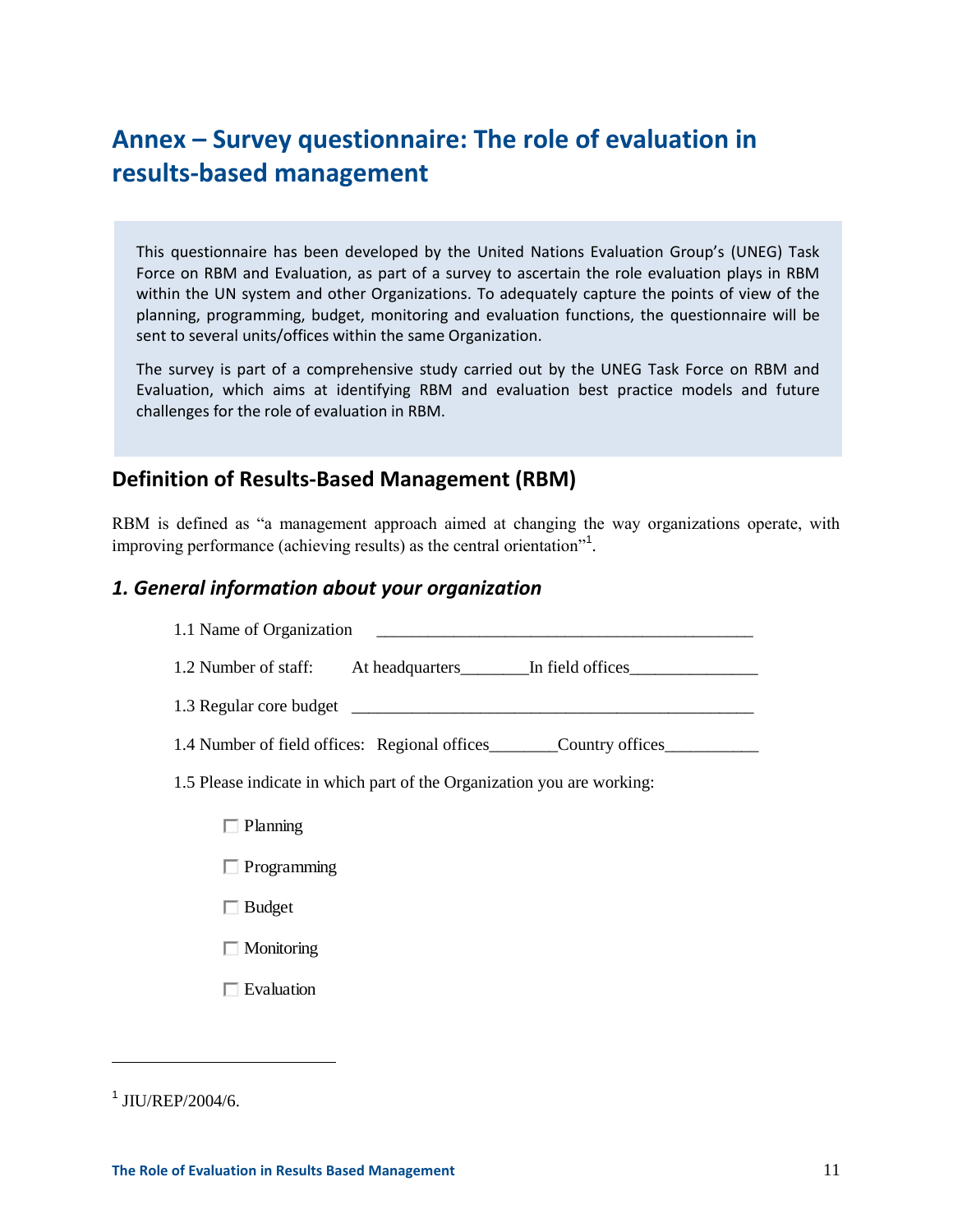# Annex – Survey questionnaire: The role of evaluation in results-based management

> This questionnaire has been developed by the United Nations Evaluation Group's (UNEG) Task Force on RBM and Evaluation, as part of a survey to ascertain the role evaluation plays in RBM within the UN system and other Organizations. To adequately capture the points of view of the planning, programming, budget, monitoring and evaluation functions, the questionnaire will be sent to several units/offices within the same Organization.
>
> The survey is part of a comprehensive study carried out by the UNEG Task Force on RBM and Evaluation, which aims at identifying RBM and evaluation best practice models and future challenges for the role of evaluation in RBM.

## Definition of Results-Based Management (RBM)

RBM is defined as "a management approach aimed at changing the way organizations operate, with improving performance (achieving results) as the central orientation"[1].

### *1. General information about your organization*

1.1 Name of Organization ____________________________________________

1.2 Number of staff: At headquarters________In field offices_______________

1.3 Regular core budget ________________________________________________

1.4 Number of field offices: Regional offices________Country offices___________

1.5 Please indicate in which part of the Organization you are working:

- ☐ Planning
- ☐ Programming
- ☐ Budget
- ☐ Monitoring
- ☐ Evaluation

---

[1] JIU/REP/2004/6.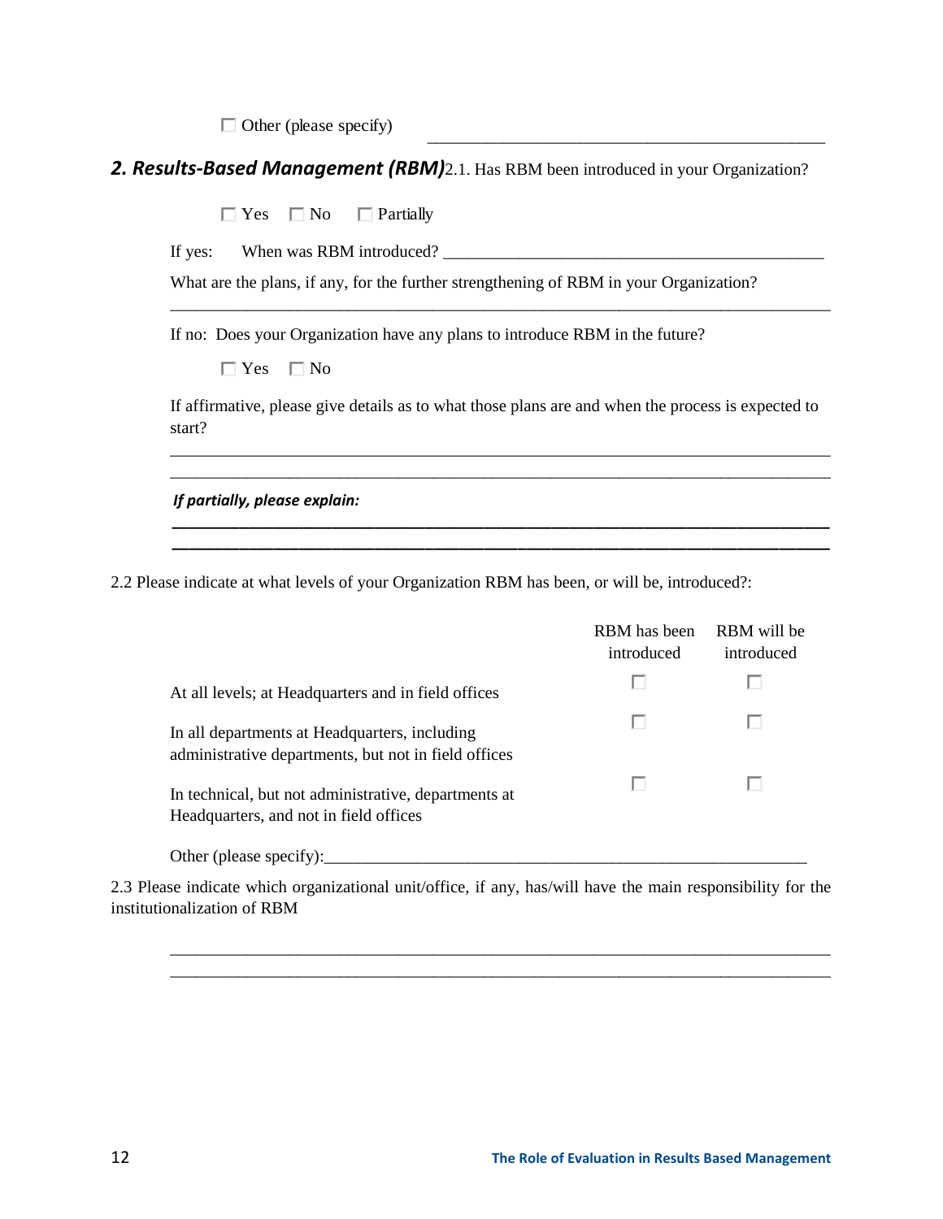☐ Other (please specify) \_\_\_\_\_\_\_\_\_\_\_\_\_\_\_\_\_\_\_\_\_\_\_\_\_\_\_\_\_\_\_\_\_\_\_\_\_\_\_\_

## 2. Results-Based Management (RBM)

2.1. Has RBM been introduced in your Organization?

☐ Yes ☐ No ☐ Partially

If yes: When was RBM introduced? \_\_\_\_\_\_\_\_\_\_\_\_\_\_\_\_\_\_\_\_\_\_\_\_\_\_\_\_\_\_\_\_\_\_\_\_\_\_\_\_

What are the plans, if any, for the further strengthening of RBM in your Organization?

\_\_\_\_\_\_\_\_\_\_\_\_\_\_\_\_\_\_\_\_\_\_\_\_\_\_\_\_\_\_\_\_\_\_\_\_\_\_\_\_\_\_\_\_\_\_\_\_\_\_\_\_\_\_\_\_\_\_\_\_\_\_\_\_\_\_\_\_\_\_

If no: Does your Organization have any plans to introduce RBM in the future?

☐ Yes ☐ No

If affirmative, please give details as to what those plans are and when the process is expected to start?

\_\_\_\_\_\_\_\_\_\_\_\_\_\_\_\_\_\_\_\_\_\_\_\_\_\_\_\_\_\_\_\_\_\_\_\_\_\_\_\_\_\_\_\_\_\_\_\_\_\_\_\_\_\_\_\_\_\_\_\_\_\_\_\_\_\_\_\_\_\_

\_\_\_\_\_\_\_\_\_\_\_\_\_\_\_\_\_\_\_\_\_\_\_\_\_\_\_\_\_\_\_\_\_\_\_\_\_\_\_\_\_\_\_\_\_\_\_\_\_\_\_\_\_\_\_\_\_\_\_\_\_\_\_\_\_\_\_\_\_\_

***If partially, please explain:***

\_\_\_\_\_\_\_\_\_\_\_\_\_\_\_\_\_\_\_\_\_\_\_\_\_\_\_\_\_\_\_\_\_\_\_\_\_\_\_\_\_\_\_\_\_\_\_\_\_\_\_\_\_\_\_\_\_\_\_\_\_\_\_\_\_\_\_\_\_\_

\_\_\_\_\_\_\_\_\_\_\_\_\_\_\_\_\_\_\_\_\_\_\_\_\_\_\_\_\_\_\_\_\_\_\_\_\_\_\_\_\_\_\_\_\_\_\_\_\_\_\_\_\_\_\_\_\_\_\_\_\_\_\_\_\_\_\_\_\_\_

2.2 Please indicate at what levels of your Organization RBM has been, or will be, introduced?:

| | RBM has been introduced | RBM will be introduced |
|---|---|---|
| At all levels; at Headquarters and in field offices | ☐ | ☐ |
| In all departments at Headquarters, including administrative departments, but not in field offices | ☐ | ☐ |
| In technical, but not administrative, departments at Headquarters, and not in field offices | ☐ | ☐ |

Other (please specify):\_\_\_\_\_\_\_\_\_\_\_\_\_\_\_\_\_\_\_\_\_\_\_\_\_\_\_\_\_\_\_\_\_\_\_\_\_\_\_\_\_\_\_\_\_\_\_\_\_\_\_\_\_\_

2.3 Please indicate which organizational unit/office, if any, has/will have the main responsibility for the institutionalization of RBM

\_\_\_\_\_\_\_\_\_\_\_\_\_\_\_\_\_\_\_\_\_\_\_\_\_\_\_\_\_\_\_\_\_\_\_\_\_\_\_\_\_\_\_\_\_\_\_\_\_\_\_\_\_\_\_\_\_\_\_\_\_\_\_\_\_\_\_\_\_\_

\_\_\_\_\_\_\_\_\_\_\_\_\_\_\_\_\_\_\_\_\_\_\_\_\_\_\_\_\_\_\_\_\_\_\_\_\_\_\_\_\_\_\_\_\_\_\_\_\_\_\_\_\_\_\_\_\_\_\_\_\_\_\_\_\_\_\_\_\_\_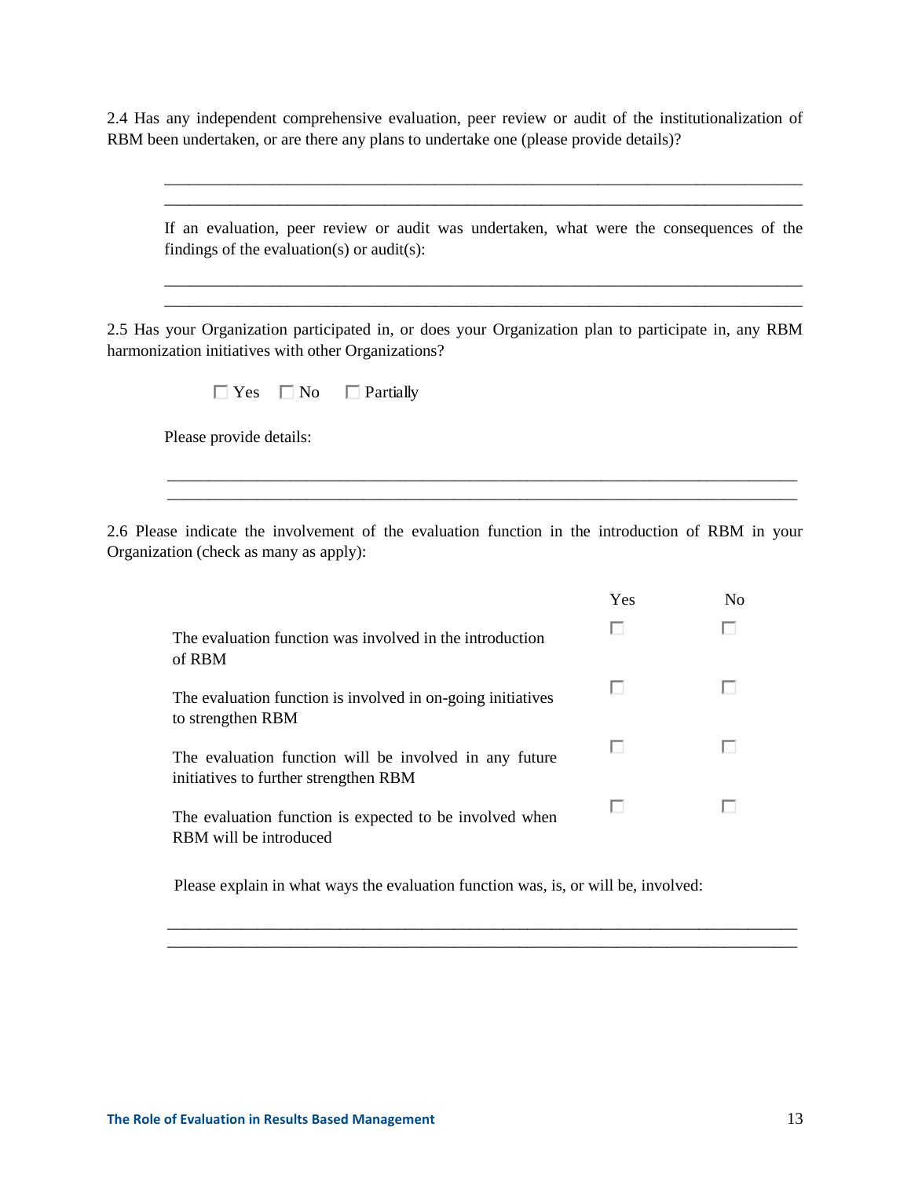2.4 Has any independent comprehensive evaluation, peer review or audit of the institutionalization of RBM been undertaken, or are there any plans to undertake one (please provide details)?

_______________________________________________________________________________
_______________________________________________________________________________

If an evaluation, peer review or audit was undertaken, what were the consequences of the findings of the evaluation(s) or audit(s):

_______________________________________________________________________________
_______________________________________________________________________________

2.5 Has your Organization participated in, or does your Organization plan to participate in, any RBM harmonization initiatives with other Organizations?

☐ Yes ☐ No ☐ Partially

Please provide details:

_______________________________________________________________________________
_______________________________________________________________________________

2.6 Please indicate the involvement of the evaluation function in the introduction of RBM in your Organization (check as many as apply):

| | Yes | No |
|---|---|---|
| The evaluation function was involved in the introduction of RBM | ☐ | ☐ |
| The evaluation function is involved in on-going initiatives to strengthen RBM | ☐ | ☐ |
| The evaluation function will be involved in any future initiatives to further strengthen RBM | ☐ | ☐ |
| The evaluation function is expected to be involved when RBM will be introduced | ☐ | ☐ |

Please explain in what ways the evaluation function was, is, or will be, involved:

_______________________________________________________________________________
_______________________________________________________________________________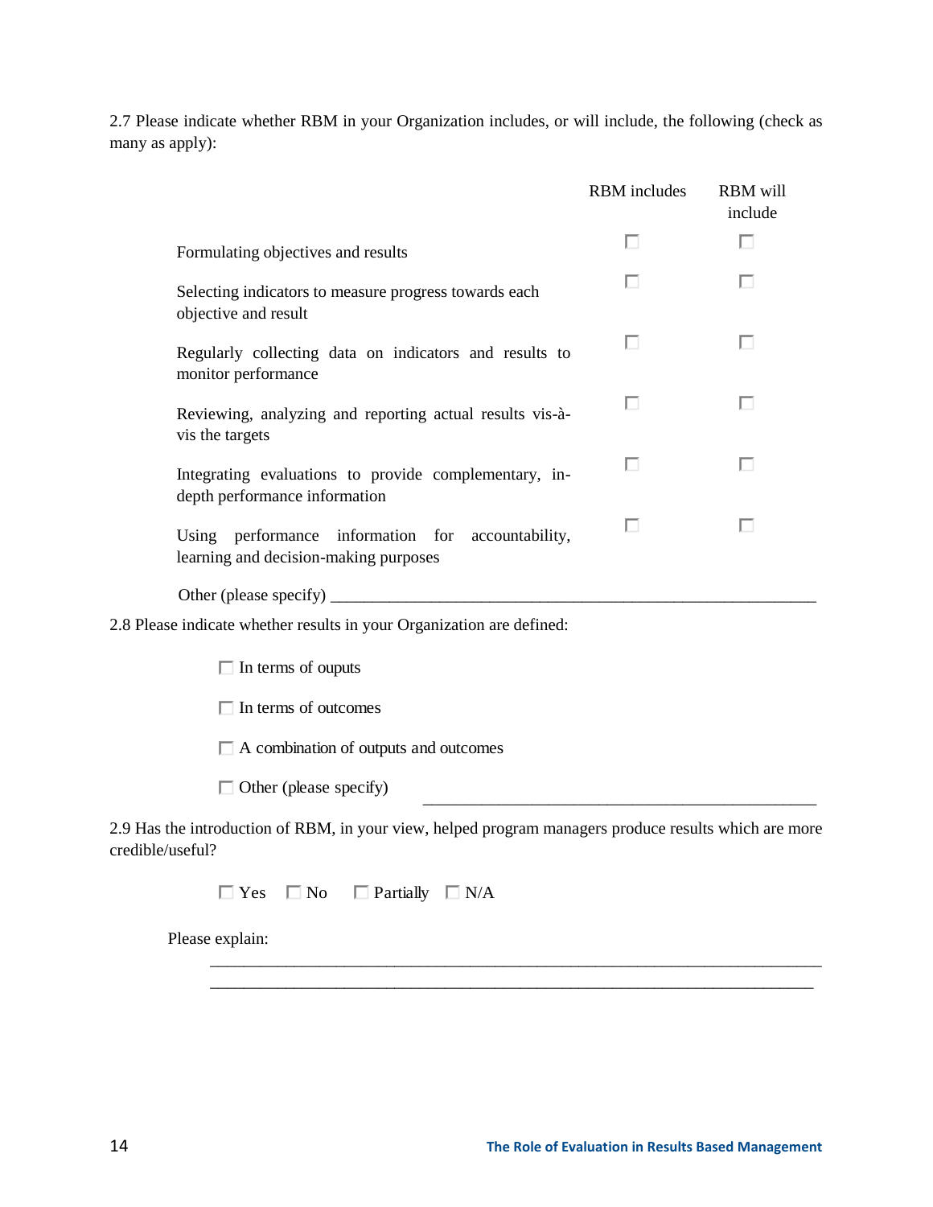2.7 Please indicate whether RBM in your Organization includes, or will include, the following (check as many as apply):

| | RBM includes | RBM will include |
|---|---|---|
| Formulating objectives and results | ☐ | ☐ |
| Selecting indicators to measure progress towards each objective and result | ☐ | ☐ |
| Regularly collecting data on indicators and results to monitor performance | ☐ | ☐ |
| Reviewing, analyzing and reporting actual results vis-à-vis the targets | ☐ | ☐ |
| Integrating evaluations to provide complementary, in-depth performance information | ☐ | ☐ |
| Using performance information for accountability, learning and decision-making purposes | ☐ | ☐ |

Other (please specify) ___________________________________________________________

2.8 Please indicate whether results in your Organization are defined:

☐ In terms of ouputs

☐ In terms of outcomes

☐ A combination of outputs and outcomes

☐ Other (please specify) _______________________________________________

2.9 Has the introduction of RBM, in your view, helped program managers produce results which are more credible/useful?

☐ Yes ☐ No ☐ Partially ☐ N/A

Please explain:

___________________________________________________________________________

___________________________________________________________________________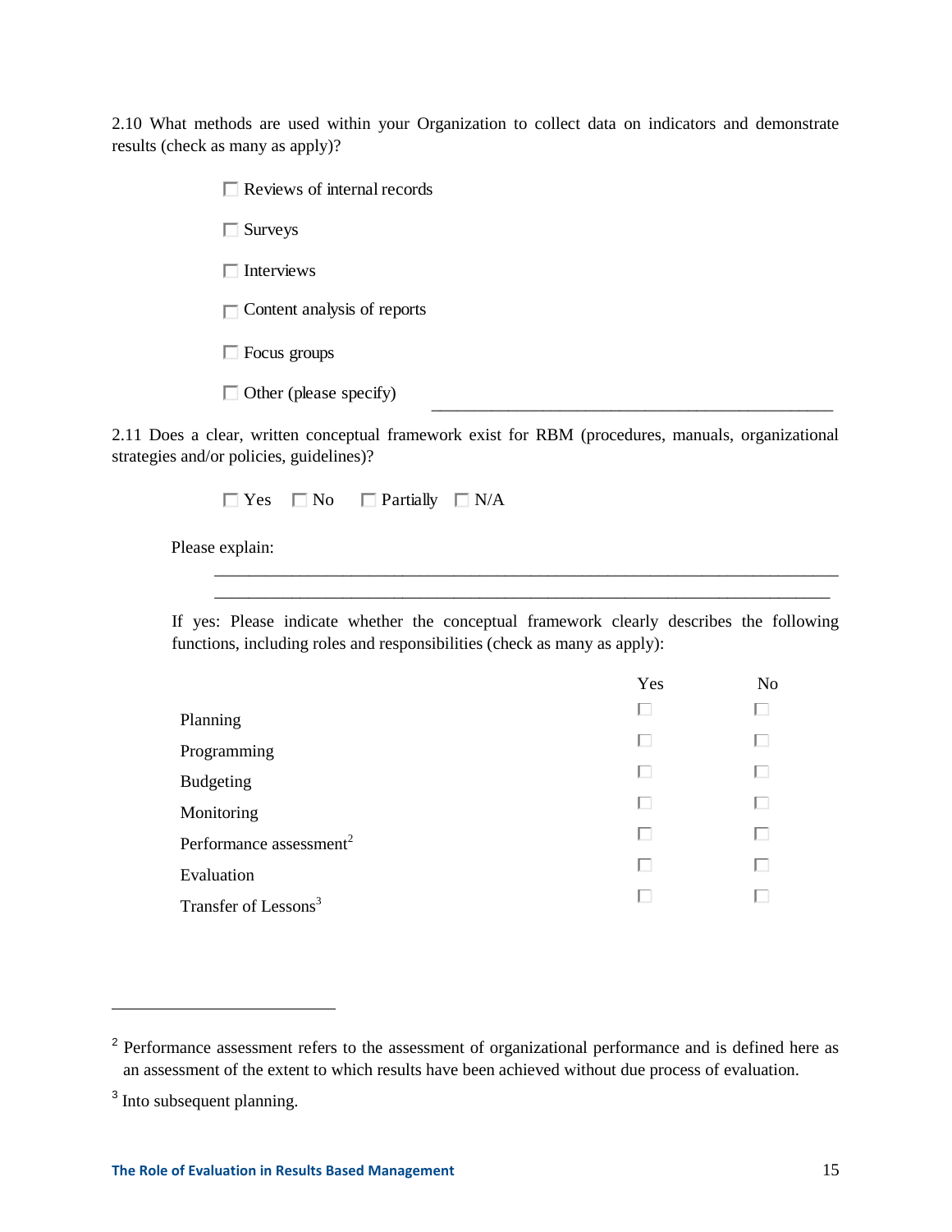2.10 What methods are used within your Organization to collect data on indicators and demonstrate results (check as many as apply)?

- ☐ Reviews of internal records
- ☐ Surveys
- ☐ Interviews
- ☐ Content analysis of reports
- ☐ Focus groups
- ☐ Other (please specify) ________________________________________

2.11 Does a clear, written conceptual framework exist for RBM (procedures, manuals, organizational strategies and/or policies, guidelines)?

☐ Yes ☐ No ☐ Partially ☐ N/A

Please explain:

______________________________________________________________________

______________________________________________________________________

If yes: Please indicate whether the conceptual framework clearly describes the following functions, including roles and responsibilities (check as many as apply):

| | Yes | No |
|---|---|---|
| Planning | ☐ | ☐ |
| Programming | ☐ | ☐ |
| Budgeting | ☐ | ☐ |
| Monitoring | ☐ | ☐ |
| Performance assessment[2] | ☐ | ☐ |
| Evaluation | ☐ | ☐ |
| Transfer of Lessons[3] | ☐ | ☐ |

---

[2] Performance assessment refers to the assessment of organizational performance and is defined here as an assessment of the extent to which results have been achieved without due process of evaluation.

[3] Into subsequent planning.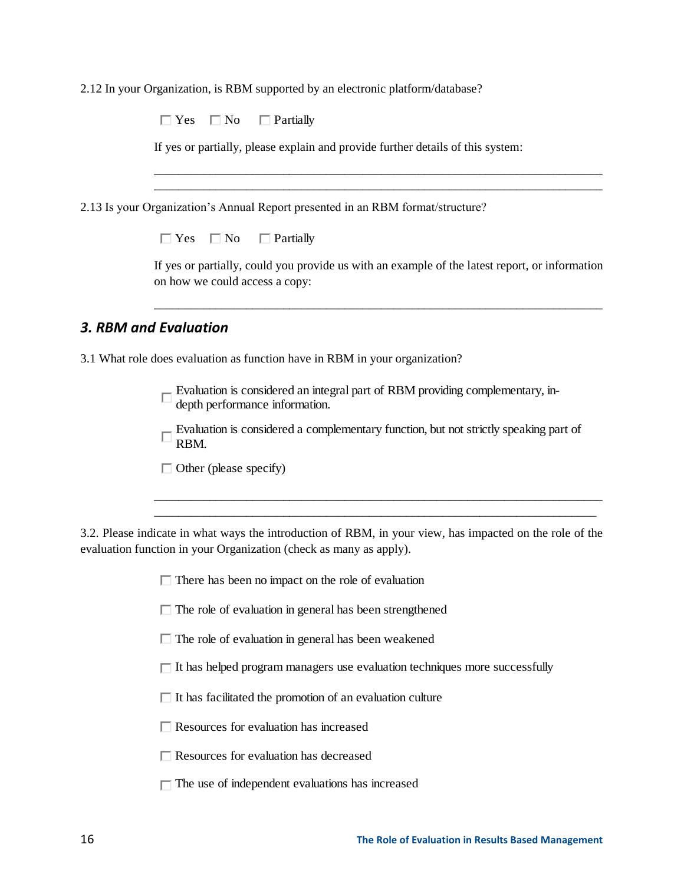2.12 In your Organization, is RBM supported by an electronic platform/database?

☐ Yes ☐ No ☐ Partially

If yes or partially, please explain and provide further details of this system:

\_\_\_\_\_\_\_\_\_\_\_\_\_\_\_\_\_\_\_\_\_\_\_\_\_\_\_\_\_\_\_\_\_\_\_\_\_\_\_\_\_\_\_\_\_\_\_\_\_\_\_\_\_\_\_\_\_\_\_\_\_\_\_\_\_\_\_\_\_\_\_\_
\_\_\_\_\_\_\_\_\_\_\_\_\_\_\_\_\_\_\_\_\_\_\_\_\_\_\_\_\_\_\_\_\_\_\_\_\_\_\_\_\_\_\_\_\_\_\_\_\_\_\_\_\_\_\_\_\_\_\_\_\_\_\_\_\_\_\_\_\_\_\_\_

2.13 Is your Organization's Annual Report presented in an RBM format/structure?

☐ Yes ☐ No ☐ Partially

If yes or partially, could you provide us with an example of the latest report, or information on how we could access a copy:

\_\_\_\_\_\_\_\_\_\_\_\_\_\_\_\_\_\_\_\_\_\_\_\_\_\_\_\_\_\_\_\_\_\_\_\_\_\_\_\_\_\_\_\_\_\_\_\_\_\_\_\_\_\_\_\_\_\_\_\_\_\_\_\_\_\_\_\_\_\_\_\_

## *3. RBM and Evaluation*

3.1 What role does evaluation as function have in RBM in your organization?

☐ Evaluation is considered an integral part of RBM providing complementary, in-depth performance information.

☐ Evaluation is considered a complementary function, but not strictly speaking part of RBM.

☐ Other (please specify)

\_\_\_\_\_\_\_\_\_\_\_\_\_\_\_\_\_\_\_\_\_\_\_\_\_\_\_\_\_\_\_\_\_\_\_\_\_\_\_\_\_\_\_\_\_\_\_\_\_\_\_\_\_\_\_\_\_\_\_\_\_\_\_\_\_\_\_\_\_\_\_\_
\_\_\_\_\_\_\_\_\_\_\_\_\_\_\_\_\_\_\_\_\_\_\_\_\_\_\_\_\_\_\_\_\_\_\_\_\_\_\_\_\_\_\_\_\_\_\_\_\_\_\_\_\_\_\_\_\_\_\_\_\_\_\_\_\_\_\_\_\_\_\_\_

3.2. Please indicate in what ways the introduction of RBM, in your view, has impacted on the role of the evaluation function in your Organization (check as many as apply).

☐ There has been no impact on the role of evaluation

☐ The role of evaluation in general has been strengthened

☐ The role of evaluation in general has been weakened

☐ It has helped program managers use evaluation techniques more successfully

☐ It has facilitated the promotion of an evaluation culture

☐ Resources for evaluation has increased

☐ Resources for evaluation has decreased

☐ The use of independent evaluations has increased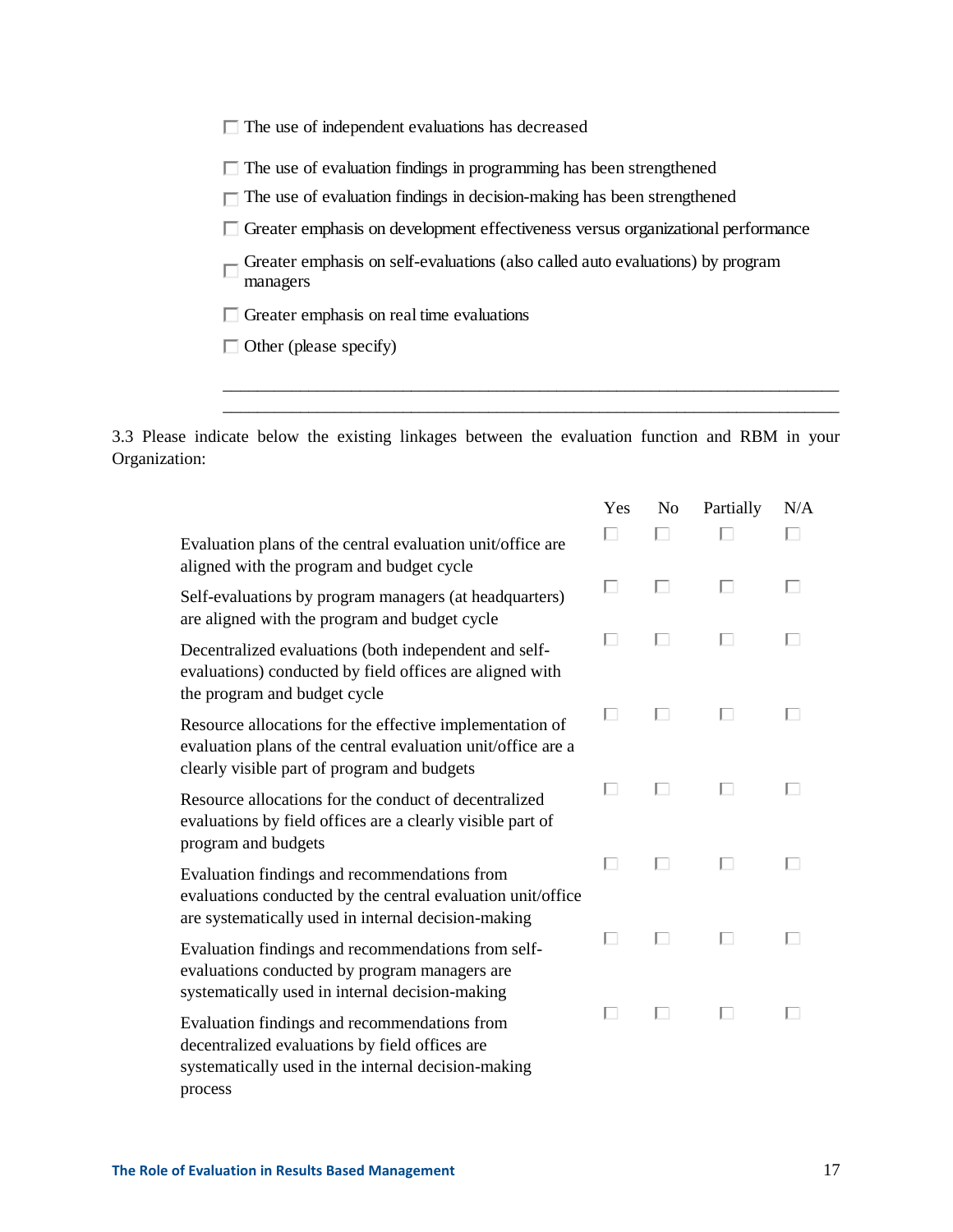- ☐ The use of independent evaluations has decreased
- ☐ The use of evaluation findings in programming has been strengthened
- ☐ The use of evaluation findings in decision-making has been strengthened
- ☐ Greater emphasis on development effectiveness versus organizational performance
- ☐ Greater emphasis on self-evaluations (also called auto evaluations) by program managers
- ☐ Greater emphasis on real time evaluations
- ☐ Other (please specify)

________________________________________________________________________________
________________________________________________________________________________

3.3 Please indicate below the existing linkages between the evaluation function and RBM in your Organization:

| | Yes | No | Partially | N/A |
|---|---|---|---|---|
| Evaluation plans of the central evaluation unit/office are aligned with the program and budget cycle | ☐ | ☐ | ☐ | ☐ |
| Self-evaluations by program managers (at headquarters) are aligned with the program and budget cycle | ☐ | ☐ | ☐ | ☐ |
| Decentralized evaluations (both independent and self-evaluations) conducted by field offices are aligned with the program and budget cycle | ☐ | ☐ | ☐ | ☐ |
| Resource allocations for the effective implementation of evaluation plans of the central evaluation unit/office are a clearly visible part of program and budgets | ☐ | ☐ | ☐ | ☐ |
| Resource allocations for the conduct of decentralized evaluations by field offices are a clearly visible part of program and budgets | ☐ | ☐ | ☐ | ☐ |
| Evaluation findings and recommendations from evaluations conducted by the central evaluation unit/office are systematically used in internal decision-making | ☐ | ☐ | ☐ | ☐ |
| Evaluation findings and recommendations from self-evaluations conducted by program managers are systematically used in internal decision-making | ☐ | ☐ | ☐ | ☐ |
| Evaluation findings and recommendations from decentralized evaluations by field offices are systematically used in the internal decision-making process | ☐ | ☐ | ☐ | ☐ |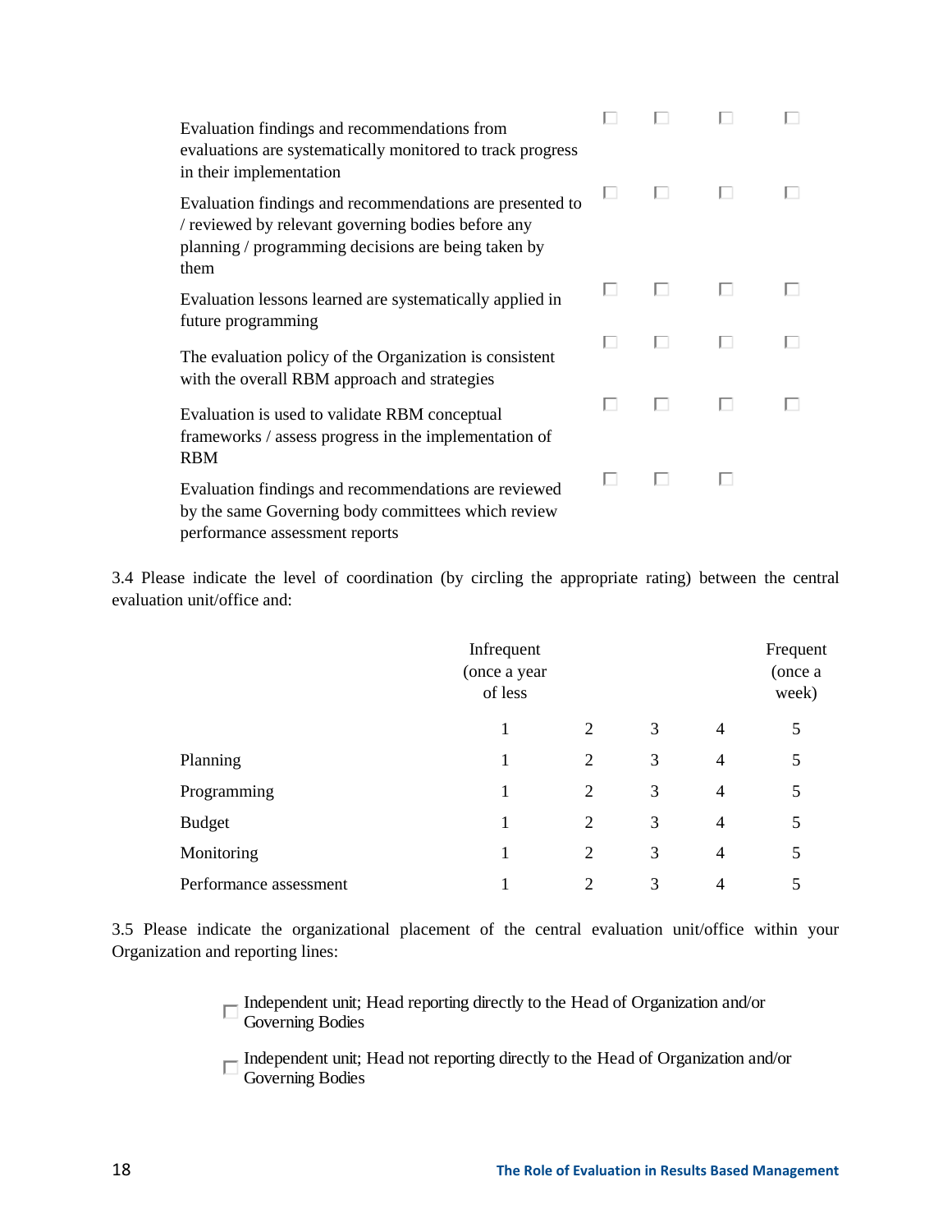| | | | | |
|---|---|---|---|---|
| Evaluation findings and recommendations from evaluations are systematically monitored to track progress in their implementation | ☐ | ☐ | ☐ | ☐ |
| Evaluation findings and recommendations are presented to / reviewed by relevant governing bodies before any planning / programming decisions are being taken by them | ☐ | ☐ | ☐ | ☐ |
| Evaluation lessons learned are systematically applied in future programming | ☐ | ☐ | ☐ | ☐ |
| The evaluation policy of the Organization is consistent with the overall RBM approach and strategies | ☐ | ☐ | ☐ | ☐ |
| Evaluation is used to validate RBM conceptual frameworks / assess progress in the implementation of RBM | ☐ | ☐ | ☐ | ☐ |
| Evaluation findings and recommendations are reviewed by the same Governing body committees which review performance assessment reports | ☐ | ☐ | ☐ | |

3.4 Please indicate the level of coordination (by circling the appropriate rating) between the central evaluation unit/office and:

| | Infrequent (once a year of less | | | | Frequent (once a week) |
|---|---|---|---|---|---|
| | 1 | 2 | 3 | 4 | 5 |
| Planning | 1 | 2 | 3 | 4 | 5 |
| Programming | 1 | 2 | 3 | 4 | 5 |
| Budget | 1 | 2 | 3 | 4 | 5 |
| Monitoring | 1 | 2 | 3 | 4 | 5 |
| Performance assessment | 1 | 2 | 3 | 4 | 5 |

3.5 Please indicate the organizational placement of the central evaluation unit/office within your Organization and reporting lines:

☐ Independent unit; Head reporting directly to the Head of Organization and/or Governing Bodies

☐ Independent unit; Head not reporting directly to the Head of Organization and/or Governing Bodies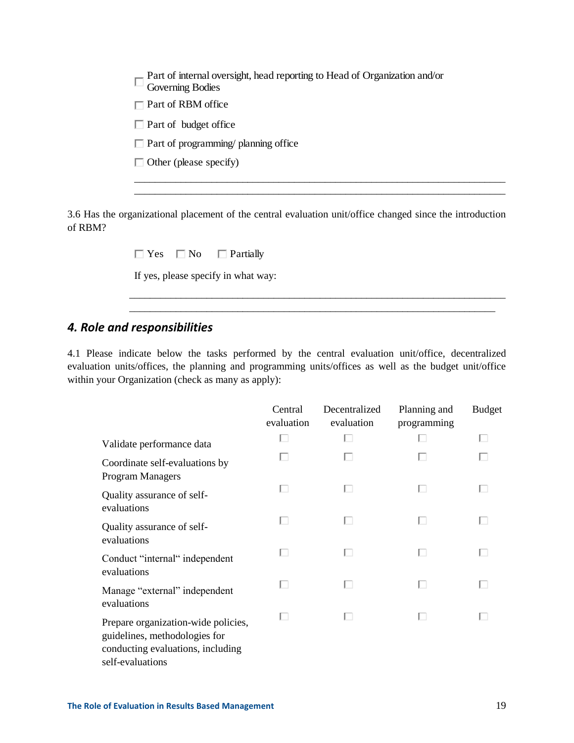- ☐ Part of internal oversight, head reporting to Head of Organization and/or Governing Bodies
- ☐ Part of RBM office
- ☐ Part of budget office
- ☐ Part of programming/ planning office
- ☐ Other (please specify)

_______________________________________________________________________
_______________________________________________________________________

3.6 Has the organizational placement of the central evaluation unit/office changed since the introduction of RBM?

☐ Yes ☐ No ☐ Partially

If yes, please specify in what way:

_______________________________________________________________________
_______________________________________________________________________

## *4. Role and responsibilities*

4.1 Please indicate below the tasks performed by the central evaluation unit/office, decentralized evaluation units/offices, the planning and programming units/offices as well as the budget unit/office within your Organization (check as many as apply):

| | Central evaluation | Decentralized evaluation | Planning and programming | Budget |
|---|---|---|---|---|
| Validate performance data | ☐ | ☐ | ☐ | ☐ |
| Coordinate self-evaluations by Program Managers | ☐ | ☐ | ☐ | ☐ |
| Quality assurance of self-evaluations | ☐ | ☐ | ☐ | ☐ |
| Quality assurance of self-evaluations | ☐ | ☐ | ☐ | ☐ |
| Conduct "internal" independent evaluations | ☐ | ☐ | ☐ | ☐ |
| Manage "external" independent evaluations | ☐ | ☐ | ☐ | ☐ |
| Prepare organization-wide policies, guidelines, methodologies for conducting evaluations, including self-evaluations | ☐ | ☐ | ☐ | ☐ |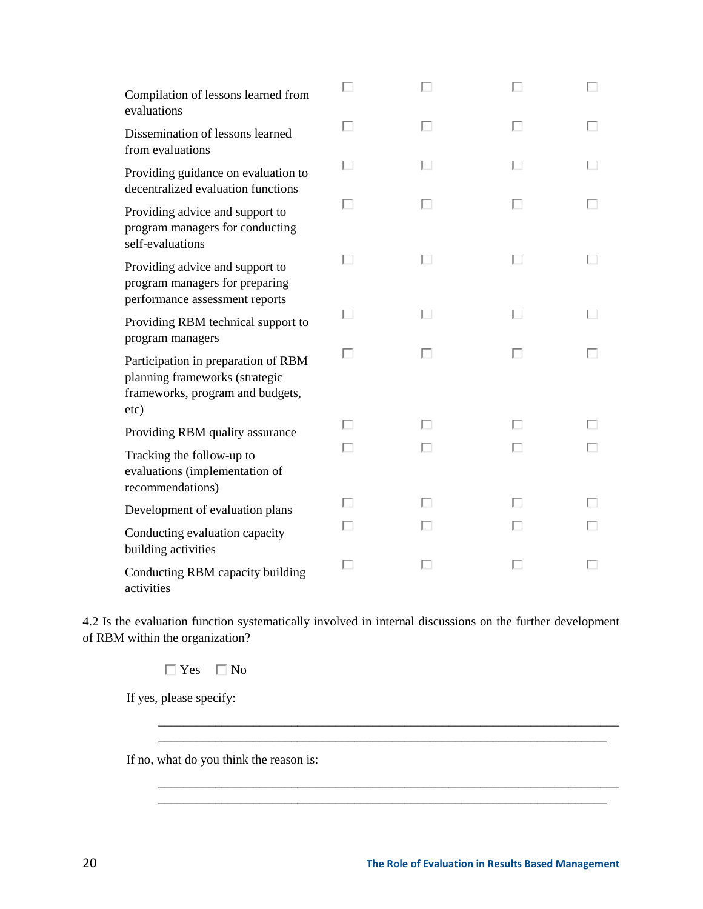| | | | | |
|---|---|---|---|---|
| Compilation of lessons learned from evaluations | ☐ | ☐ | ☐ | ☐ |
| Dissemination of lessons learned from evaluations | ☐ | ☐ | ☐ | ☐ |
| Providing guidance on evaluation to decentralized evaluation functions | ☐ | ☐ | ☐ | ☐ |
| Providing advice and support to program managers for conducting self-evaluations | ☐ | ☐ | ☐ | ☐ |
| Providing advice and support to program managers for preparing performance assessment reports | ☐ | ☐ | ☐ | ☐ |
| Providing RBM technical support to program managers | ☐ | ☐ | ☐ | ☐ |
| Participation in preparation of RBM planning frameworks (strategic frameworks, program and budgets, etc) | ☐ | ☐ | ☐ | ☐ |
| Providing RBM quality assurance | ☐ | ☐ | ☐ | ☐ |
| Tracking the follow-up to evaluations (implementation of recommendations) | ☐ | ☐ | ☐ | ☐ |
| Development of evaluation plans | ☐ | ☐ | ☐ | ☐ |
| Conducting evaluation capacity building activities | ☐ | ☐ | ☐ | ☐ |
| Conducting RBM capacity building activities | ☐ | ☐ | ☐ | ☐ |

4.2 Is the evaluation function systematically involved in internal discussions on the further development of RBM within the organization?

☐ Yes ☐ No

If yes, please specify:

_____________________________________________________________________________

_____________________________________________________________________________

If no, what do you think the reason is:

_____________________________________________________________________________

_____________________________________________________________________________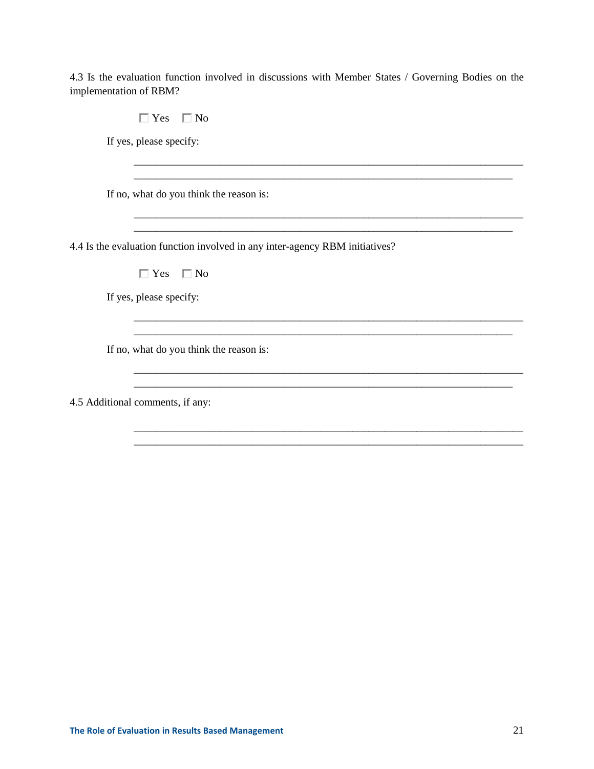4.3 Is the evaluation function involved in discussions with Member States / Governing Bodies on the implementation of RBM?

☐ Yes ☐ No

If yes, please specify:

____________________________________________________________________________

__________________________________________________________________________

If no, what do you think the reason is:

____________________________________________________________________________

__________________________________________________________________________

4.4 Is the evaluation function involved in any inter-agency RBM initiatives?

☐ Yes ☐ No

If yes, please specify:

____________________________________________________________________________

__________________________________________________________________________

If no, what do you think the reason is:

____________________________________________________________________________

__________________________________________________________________________

4.5 Additional comments, if any:

____________________________________________________________________________

____________________________________________________________________________